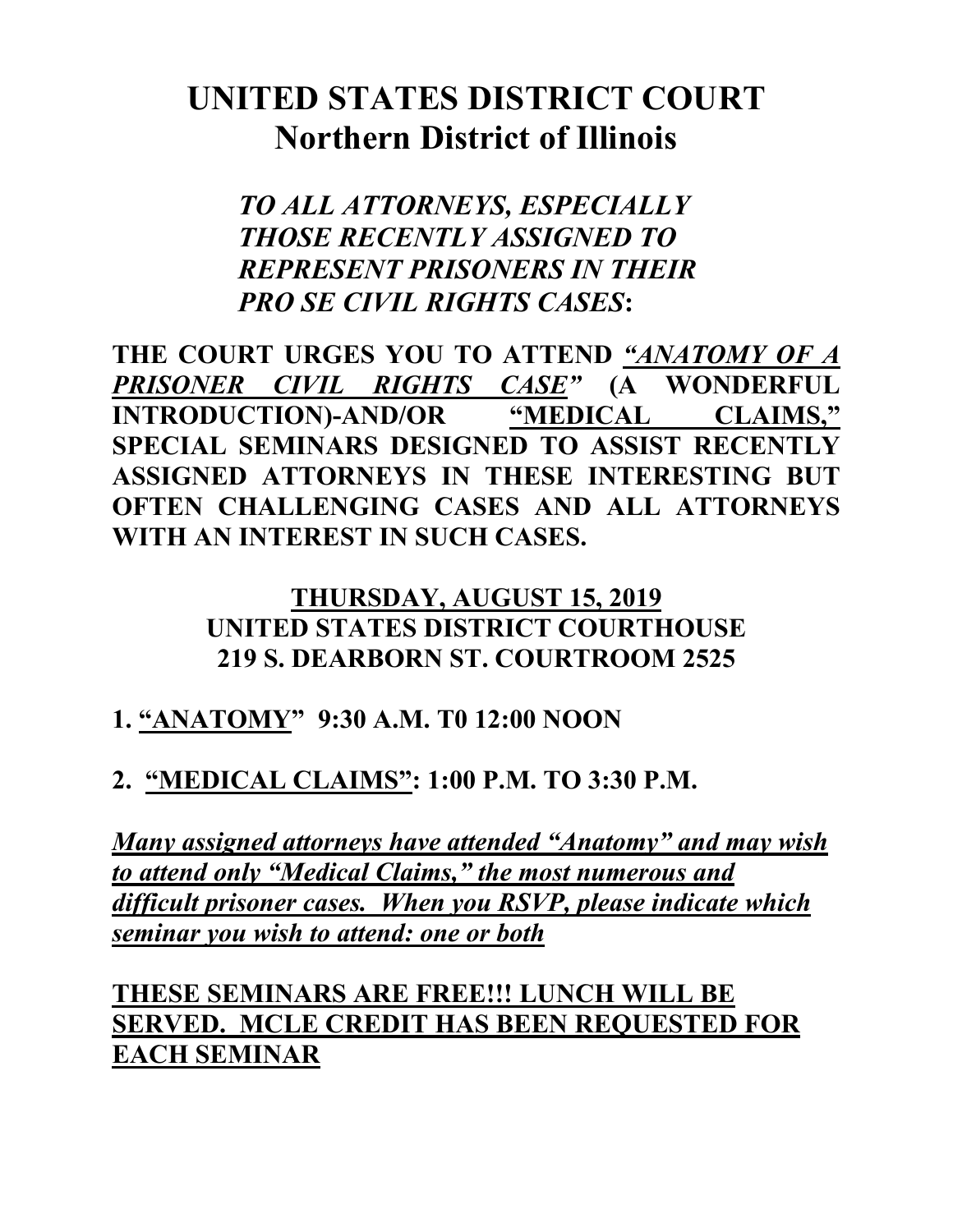# UNITED STATES DISTRICT COURT
## Northern District of Illinois

***TO ALL ATTORNEYS, ESPECIALLY THOSE RECENTLY ASSIGNED TO REPRESENT PRISONERS IN THEIR PRO SE CIVIL RIGHTS CASES*:**

**THE COURT URGES YOU TO ATTEND *<u>"ANATOMY OF A PRISONER CIVIL RIGHTS CASE"</u>* (A WONDERFUL INTRODUCTION)-AND/OR <u>"MEDICAL CLAIMS,"</u> SPECIAL SEMINARS DESIGNED TO ASSIST RECENTLY ASSIGNED ATTORNEYS IN THESE INTERESTING BUT OFTEN CHALLENGING CASES AND ALL ATTORNEYS WITH AN INTEREST IN SUCH CASES.**

**<u>THURSDAY, AUGUST 15, 2019</u>**
**UNITED STATES DISTRICT COURTHOUSE**
**219 S. DEARBORN ST. COURTROOM 2525**

**1. <u>"ANATOMY"</u> 9:30 A.M. T0 12:00 NOON**

**2. <u>"MEDICAL CLAIMS"</u>: 1:00 P.M. TO 3:30 P.M.**

***<u>Many assigned attorneys have attended "Anatomy" and may wish to attend only "Medical Claims," the most numerous and difficult prisoner cases. When you RSVP, please indicate which seminar you wish to attend: one or both</u>***

**<u>THESE SEMINARS ARE FREE!!! LUNCH WILL BE SERVED. MCLE CREDIT HAS BEEN REQUESTED FOR EACH SEMINAR</u>**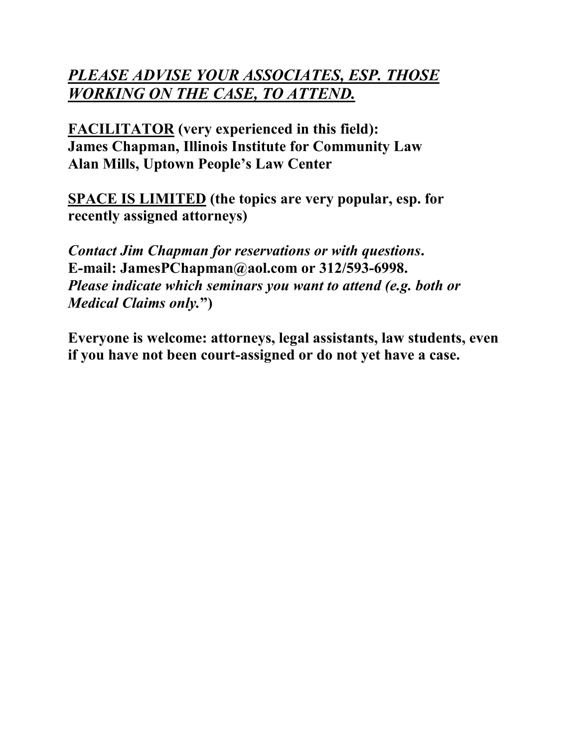***PLEASE ADVISE YOUR ASSOCIATES, ESP. THOSE WORKING ON THE CASE, TO ATTEND.***

**FACILITATOR (very experienced in this field):**
**James Chapman, Illinois Institute for Community Law**
**Alan Mills, Uptown People's Law Center**

**SPACE IS LIMITED (the topics are very popular, esp. for recently assigned attorneys)**

***Contact Jim Chapman for reservations or with questions.***
**E-mail: JamesPChapman@aol.com or 312/593-6998.**
***Please indicate which seminars you want to attend (e.g. both or Medical Claims only.*")**

**Everyone is welcome: attorneys, legal assistants, law students, even if you have not been court-assigned or do not yet have a case.**